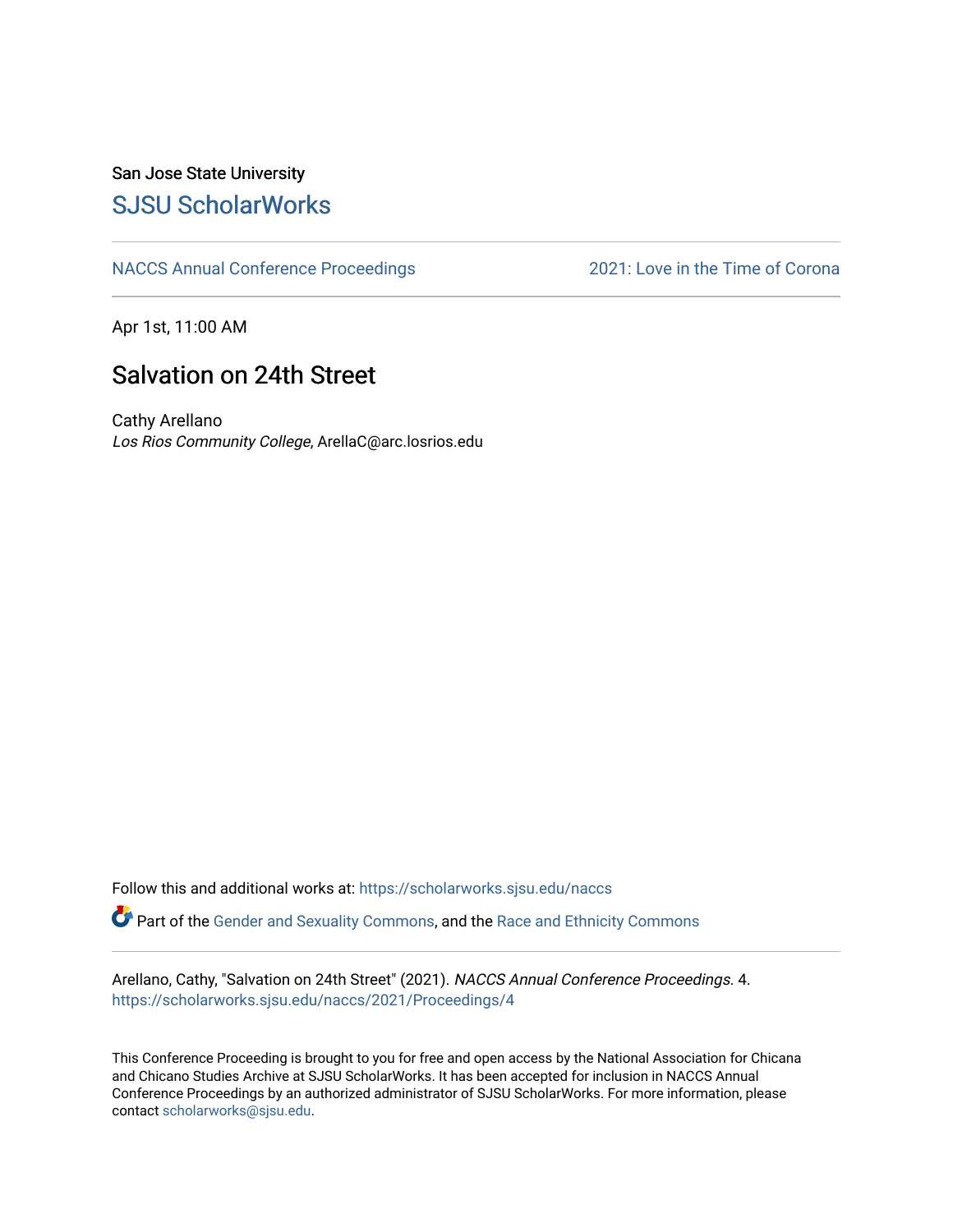San Jose State University

# SJSU ScholarWorks

NACCS Annual Conference Proceedings | 2021: Love in the Time of Corona

Apr 1st, 11:00 AM

## Salvation on 24th Street

Cathy Arellano
*Los Rios Community College*, ArellaC@arc.losrios.edu

Follow this and additional works at: https://scholarworks.sjsu.edu/naccs

Part of the Gender and Sexuality Commons, and the Race and Ethnicity Commons

Arellano, Cathy, "Salvation on 24th Street" (2021). *NACCS Annual Conference Proceedings*. 4.
https://scholarworks.sjsu.edu/naccs/2021/Proceedings/4

This Conference Proceeding is brought to you for free and open access by the National Association for Chicana and Chicano Studies Archive at SJSU ScholarWorks. It has been accepted for inclusion in NACCS Annual Conference Proceedings by an authorized administrator of SJSU ScholarWorks. For more information, please contact scholarworks@sjsu.edu.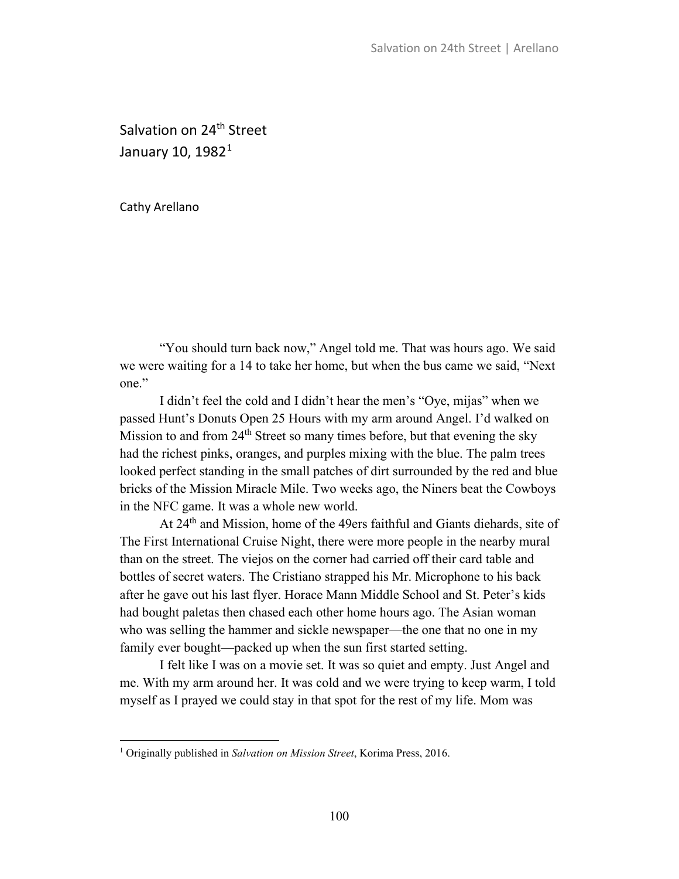# Salvation on 24th Street
## January 10, 1982[1]

Cathy Arellano

"You should turn back now," Angel told me. That was hours ago. We said we were waiting for a 14 to take her home, but when the bus came we said, "Next one."

I didn't feel the cold and I didn't hear the men's "Oye, mijas" when we passed Hunt's Donuts Open 25 Hours with my arm around Angel. I'd walked on Mission to and from 24th Street so many times before, but that evening the sky had the richest pinks, oranges, and purples mixing with the blue. The palm trees looked perfect standing in the small patches of dirt surrounded by the red and blue bricks of the Mission Miracle Mile. Two weeks ago, the Niners beat the Cowboys in the NFC game. It was a whole new world.

At 24th and Mission, home of the 49ers faithful and Giants diehards, site of The First International Cruise Night, there were more people in the nearby mural than on the street. The viejos on the corner had carried off their card table and bottles of secret waters. The Cristiano strapped his Mr. Microphone to his back after he gave out his last flyer. Horace Mann Middle School and St. Peter's kids had bought paletas then chased each other home hours ago. The Asian woman who was selling the hammer and sickle newspaper—the one that no one in my family ever bought—packed up when the sun first started setting.

I felt like I was on a movie set. It was so quiet and empty. Just Angel and me. With my arm around her. It was cold and we were trying to keep warm, I told myself as I prayed we could stay in that spot for the rest of my life. Mom was

---

[1] Originally published in *Salvation on Mission Street*, Korima Press, 2016.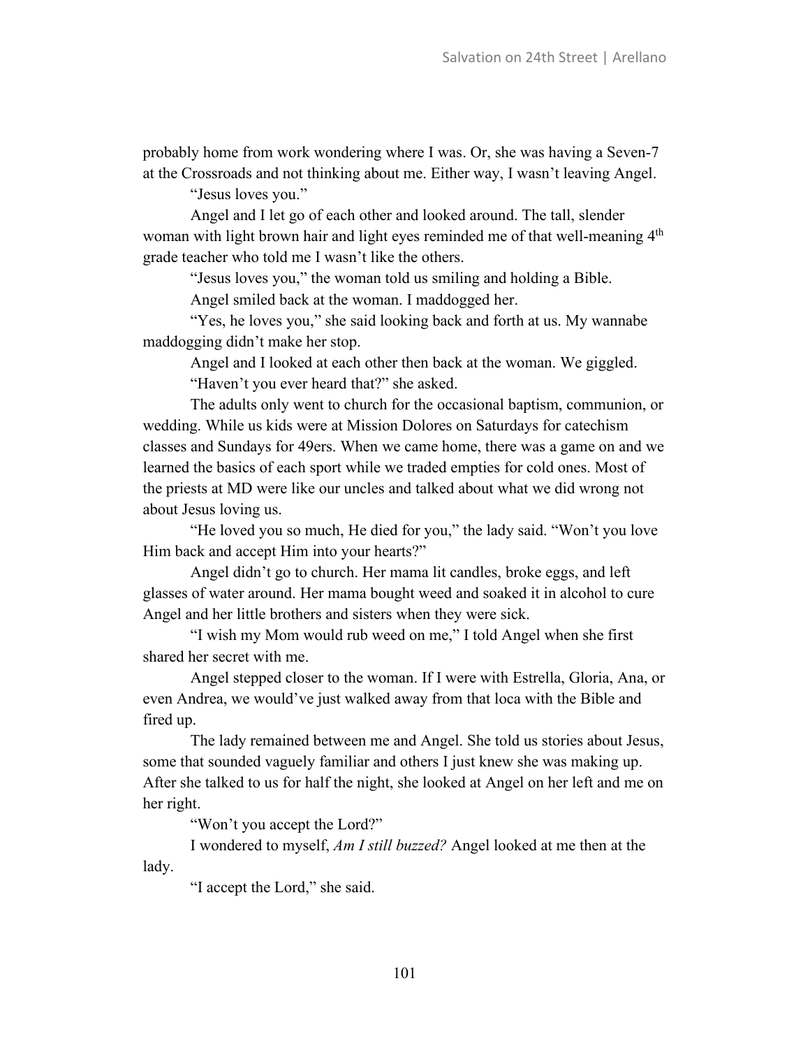probably home from work wondering where I was. Or, she was having a Seven-7 at the Crossroads and not thinking about me. Either way, I wasn't leaving Angel.

"Jesus loves you."

Angel and I let go of each other and looked around. The tall, slender woman with light brown hair and light eyes reminded me of that well-meaning 4th grade teacher who told me I wasn't like the others.

"Jesus loves you," the woman told us smiling and holding a Bible.

Angel smiled back at the woman. I maddogged her.

"Yes, he loves you," she said looking back and forth at us. My wannabe maddogging didn't make her stop.

Angel and I looked at each other then back at the woman. We giggled.

"Haven't you ever heard that?" she asked.

The adults only went to church for the occasional baptism, communion, or wedding. While us kids were at Mission Dolores on Saturdays for catechism classes and Sundays for 49ers. When we came home, there was a game on and we learned the basics of each sport while we traded empties for cold ones. Most of the priests at MD were like our uncles and talked about what we did wrong not about Jesus loving us.

"He loved you so much, He died for you," the lady said. "Won't you love Him back and accept Him into your hearts?"

Angel didn't go to church. Her mama lit candles, broke eggs, and left glasses of water around. Her mama bought weed and soaked it in alcohol to cure Angel and her little brothers and sisters when they were sick.

"I wish my Mom would rub weed on me," I told Angel when she first shared her secret with me.

Angel stepped closer to the woman. If I were with Estrella, Gloria, Ana, or even Andrea, we would've just walked away from that loca with the Bible and fired up.

The lady remained between me and Angel. She told us stories about Jesus, some that sounded vaguely familiar and others I just knew she was making up. After she talked to us for half the night, she looked at Angel on her left and me on her right.

"Won't you accept the Lord?"

I wondered to myself, *Am I still buzzed?* Angel looked at me then at the lady.

"I accept the Lord," she said.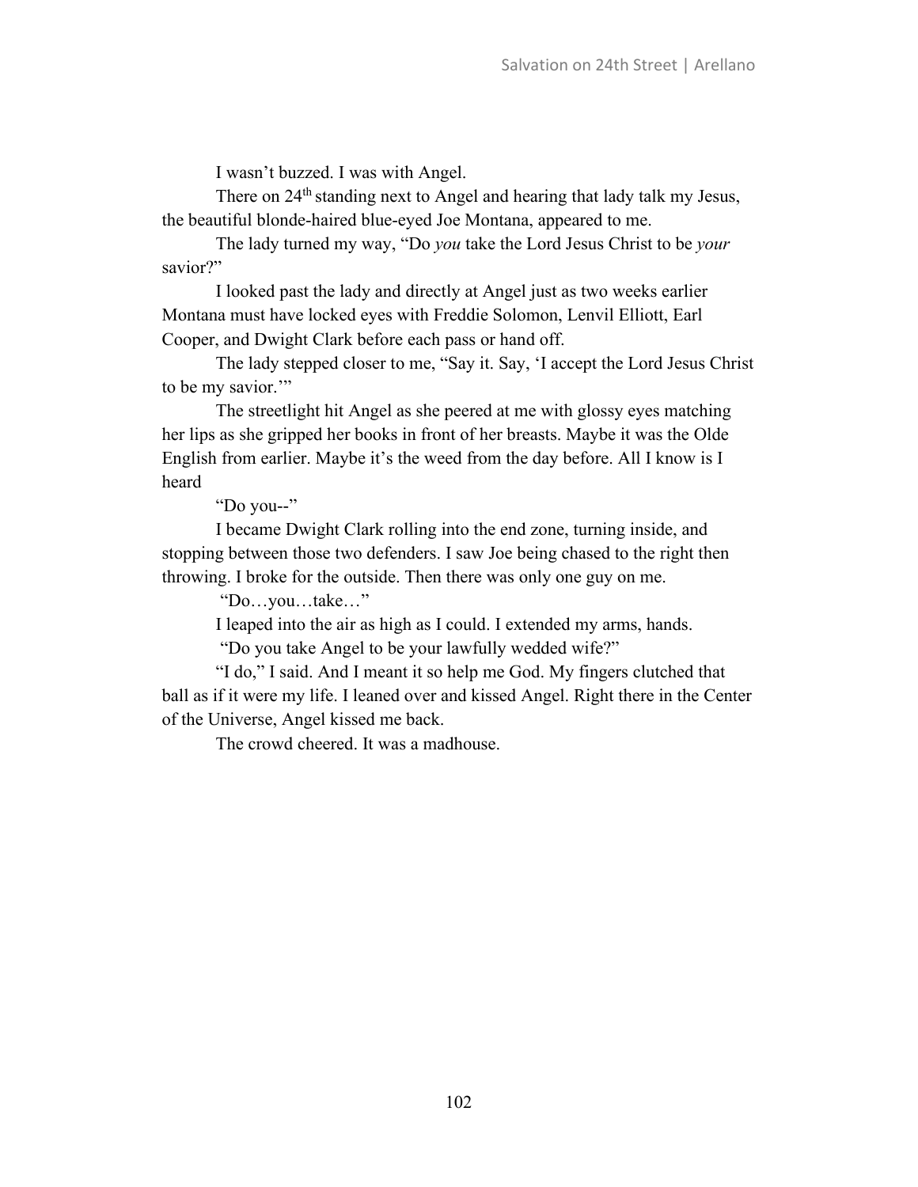I wasn't buzzed. I was with Angel.

There on 24th standing next to Angel and hearing that lady talk my Jesus, the beautiful blonde-haired blue-eyed Joe Montana, appeared to me.

The lady turned my way, "Do *you* take the Lord Jesus Christ to be *your* savior?"

I looked past the lady and directly at Angel just as two weeks earlier Montana must have locked eyes with Freddie Solomon, Lenvil Elliott, Earl Cooper, and Dwight Clark before each pass or hand off.

The lady stepped closer to me, "Say it. Say, 'I accept the Lord Jesus Christ to be my savior.'"

The streetlight hit Angel as she peered at me with glossy eyes matching her lips as she gripped her books in front of her breasts. Maybe it was the Olde English from earlier. Maybe it's the weed from the day before. All I know is I heard

"Do you--"

I became Dwight Clark rolling into the end zone, turning inside, and stopping between those two defenders. I saw Joe being chased to the right then throwing. I broke for the outside. Then there was only one guy on me.

"Do…you…take…"

I leaped into the air as high as I could. I extended my arms, hands.

"Do you take Angel to be your lawfully wedded wife?"

"I do," I said. And I meant it so help me God. My fingers clutched that ball as if it were my life. I leaned over and kissed Angel. Right there in the Center of the Universe, Angel kissed me back.

The crowd cheered. It was a madhouse.